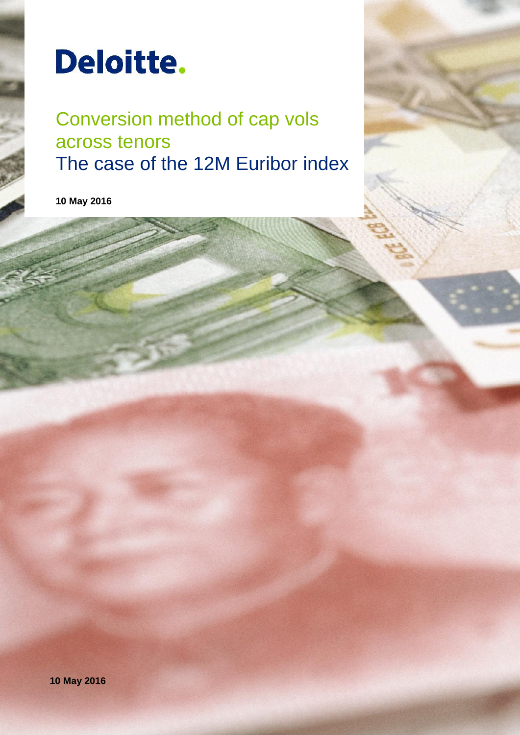Deloitte.

# Conversion method of cap vols across tenors
## The case of the 12M Euribor index

**10 May 2016**

**10 May 2016**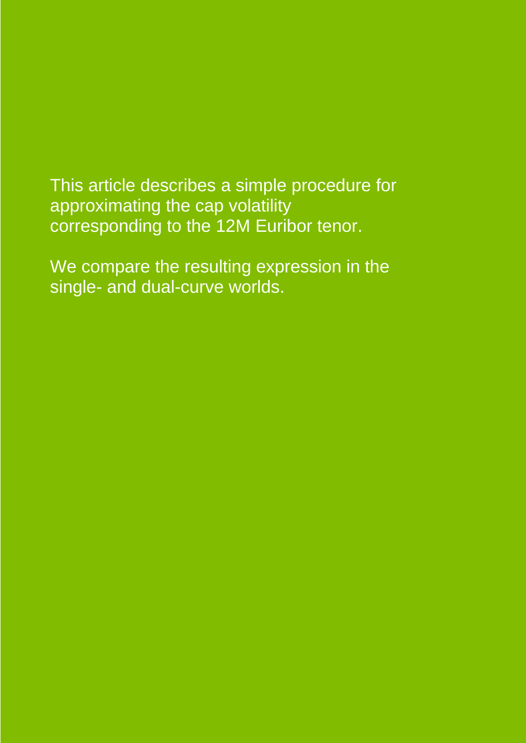This article describes a simple procedure for approximating the cap volatility corresponding to the 12M Euribor tenor.

We compare the resulting expression in the single- and dual-curve worlds.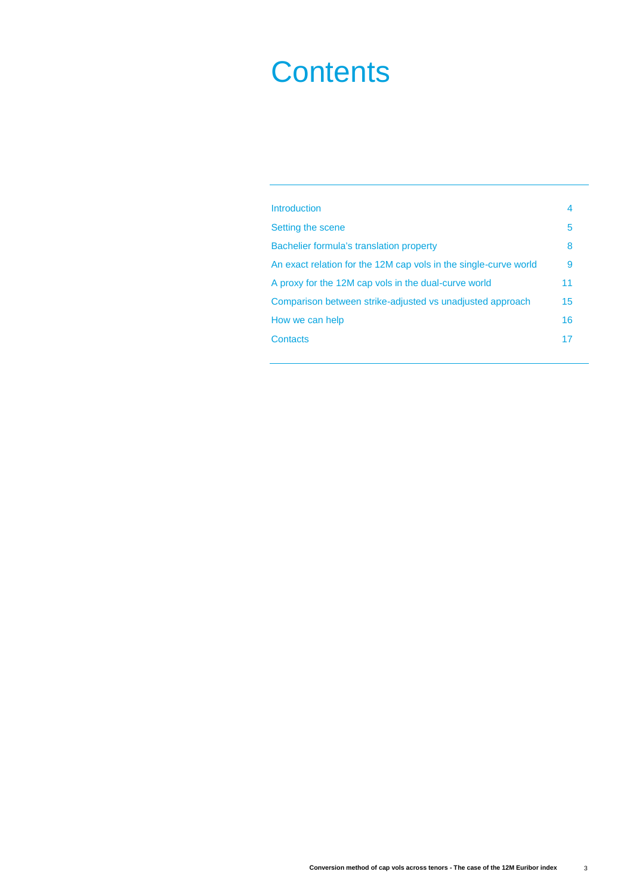# Contents

| | |
|---|---|
| Introduction | 4 |
| Setting the scene | 5 |
| Bachelier formula's translation property | 8 |
| An exact relation for the 12M cap vols in the single-curve world | 9 |
| A proxy for the 12M cap vols in the dual-curve world | 11 |
| Comparison between strike-adjusted vs unadjusted approach | 15 |
| How we can help | 16 |
| Contacts | 17 |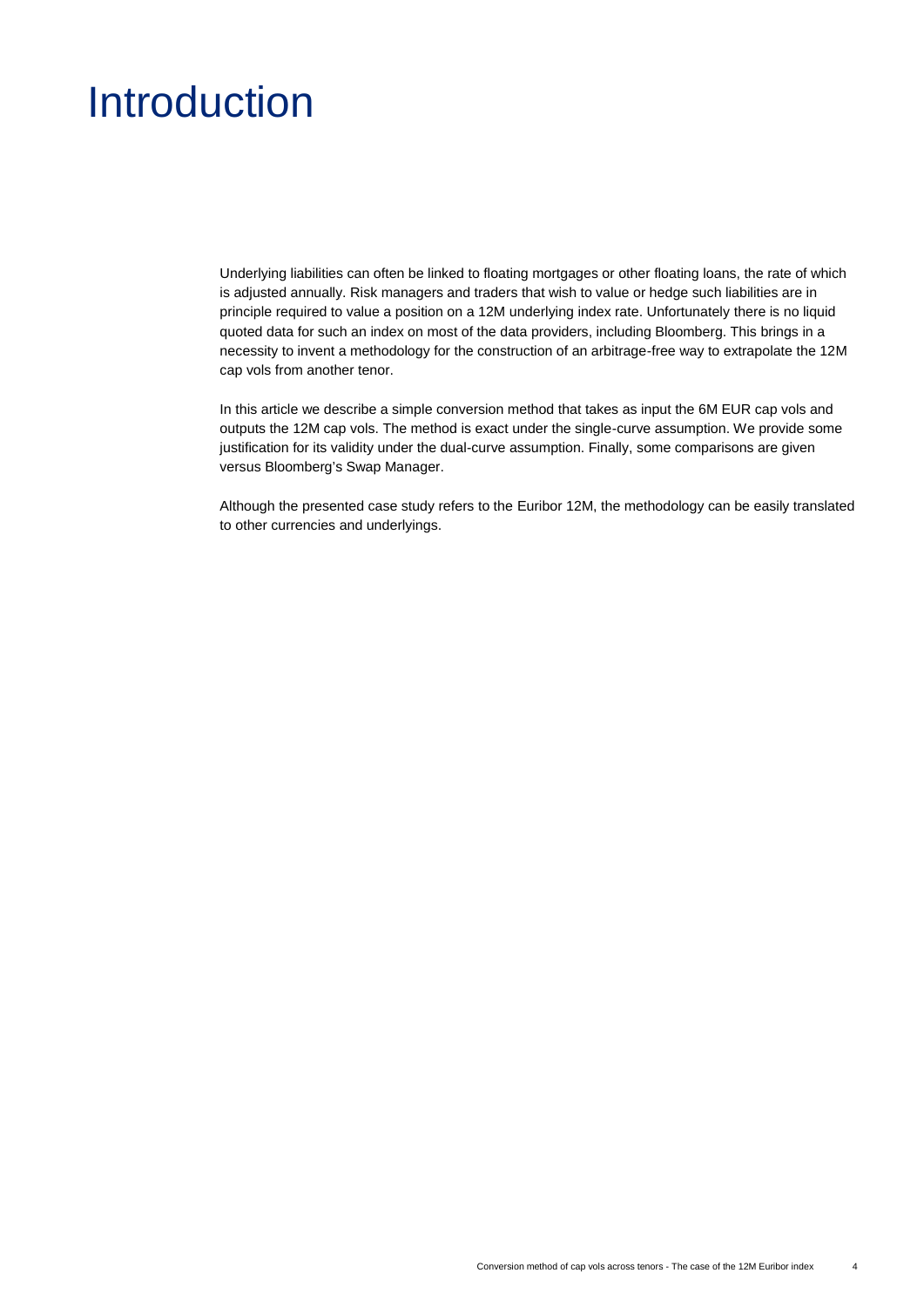# Introduction

Underlying liabilities can often be linked to floating mortgages or other floating loans, the rate of which is adjusted annually. Risk managers and traders that wish to value or hedge such liabilities are in principle required to value a position on a 12M underlying index rate. Unfortunately there is no liquid quoted data for such an index on most of the data providers, including Bloomberg. This brings in a necessity to invent a methodology for the construction of an arbitrage-free way to extrapolate the 12M cap vols from another tenor.

In this article we describe a simple conversion method that takes as input the 6M EUR cap vols and outputs the 12M cap vols. The method is exact under the single-curve assumption. We provide some justification for its validity under the dual-curve assumption. Finally, some comparisons are given versus Bloomberg's Swap Manager.

Although the presented case study refers to the Euribor 12M, the methodology can be easily translated to other currencies and underlyings.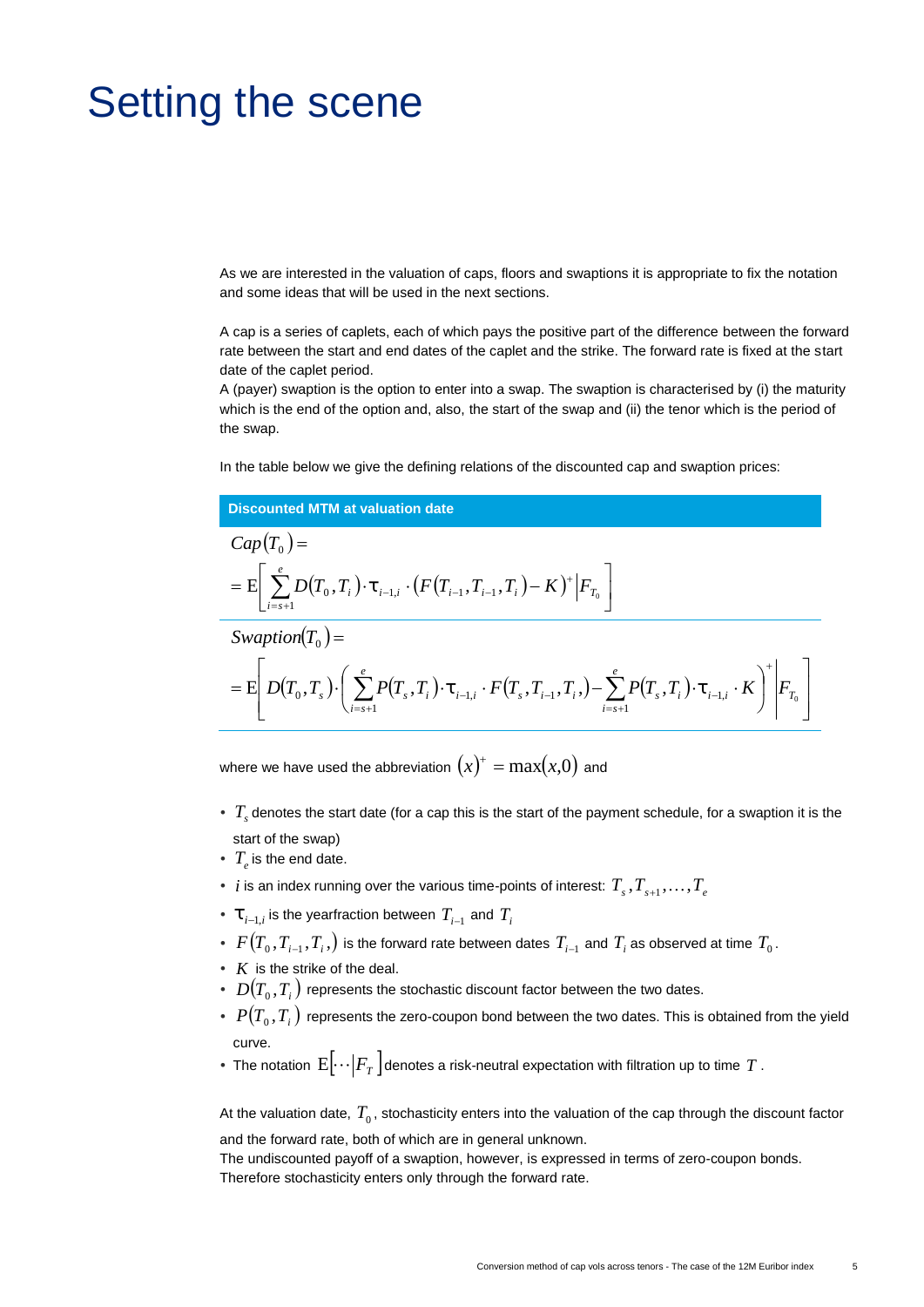# Setting the scene

As we are interested in the valuation of caps, floors and swaptions it is appropriate to fix the notation and some ideas that will be used in the next sections.

A cap is a series of caplets, each of which pays the positive part of the difference between the forward rate between the start and end dates of the caplet and the strike. The forward rate is fixed at the start date of the caplet period.
A (payer) swaption is the option to enter into a swap. The swaption is characterised by (i) the maturity which is the end of the option and, also, the start of the swap and (ii) the tenor which is the period of the swap.

In the table below we give the defining relations of the discounted cap and swaption prices:

| **Discounted MTM at valuation date** |
|---|
| $$Cap(T_0) = \\ = \mathrm{E}\left[ \sum_{i=s+1}^{e} D(T_0, T_i) \cdot \tau_{i-1,i} \cdot \left( F(T_{i-1}, T_{i-1}, T_i) - K \right)^+ \middle| F_{T_0} \right]$$ |
| $$Swaption(T_0) = \\ = \mathrm{E}\left[ D(T_0, T_s) \cdot \left( \sum_{i=s+1}^{e} P(T_s, T_i) \cdot \tau_{i-1,i} \cdot F(T_s, T_{i-1}, T_i,) - \sum_{i=s+1}^{e} P(T_s, T_i) \cdot \tau_{i-1,i} \cdot K \right)^+ \middle| F_{T_0} \right]$$ |

where we have used the abbreviation $(x)^+ = \max(x,0)$ and

- $T_s$ denotes the start date (for a cap this is the start of the payment schedule, for a swaption it is the start of the swap)
- $T_e$ is the end date.
- $i$ is an index running over the various time-points of interest: $T_s, T_{s+1}, \ldots, T_e$
- $\tau_{i-1,i}$ is the yearfraction between $T_{i-1}$ and $T_i$
- $F(T_0, T_{i-1}, T_i,)$ is the forward rate between dates $T_{i-1}$ and $T_i$ as observed at time $T_0$.
- $K$ is the strike of the deal.
- $D(T_0, T_i)$ represents the stochastic discount factor between the two dates.
- $P(T_0, T_i)$ represents the zero-coupon bond between the two dates. This is obtained from the yield curve.
- The notation $\mathrm{E}\left[\cdots \middle| F_T\right]$ denotes a risk-neutral expectation with filtration up to time $T$.

At the valuation date, $T_0$, stochasticity enters into the valuation of the cap through the discount factor and the forward rate, both of which are in general unknown.
The undiscounted payoff of a swaption, however, is expressed in terms of zero-coupon bonds. Therefore stochasticity enters only through the forward rate.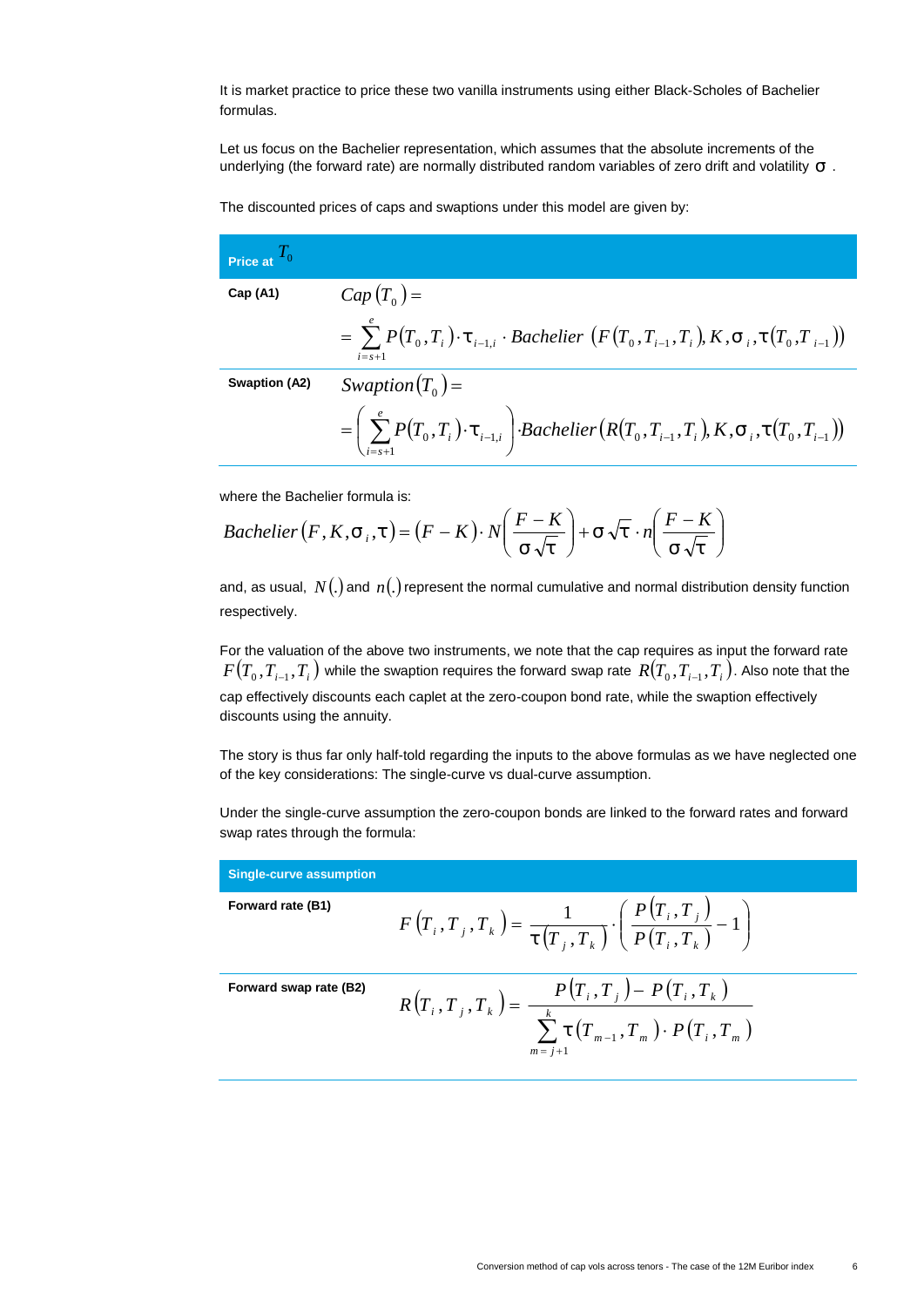It is market practice to price these two vanilla instruments using either Black-Scholes of Bachelier formulas.

Let us focus on the Bachelier representation, which assumes that the absolute increments of the underlying (the forward rate) are normally distributed random variables of zero drift and volatility $\sigma$ .

The discounted prices of caps and swaptions under this model are given by:

| Price at $T_0$ | |
|---|---|
| **Cap (A1)** | $Cap(T_0) = \sum_{i=s+1}^{e} P(T_0, T_i) \cdot \tau_{i-1,i} \cdot Bachelier\left(F(T_0, T_{i-1}, T_i), K, \sigma_i, \tau(T_0, T_{i-1})\right)$ |
| **Swaption (A2)** | $Swaption(T_0) = \left(\sum_{i=s+1}^{e} P(T_0, T_i) \cdot \tau_{i-1,i}\right) \cdot Bachelier\left(R(T_0, T_{i-1}, T_i), K, \sigma_i, \tau(T_0, T_{i-1})\right)$ |

where the Bachelier formula is:

$$Bachelier(F, K, \sigma_i, \tau) = (F - K) \cdot N\left(\frac{F-K}{\sigma\sqrt{\tau}}\right) + \sigma\sqrt{\tau} \cdot n\left(\frac{F-K}{\sigma\sqrt{\tau}}\right)$$

and, as usual, $N(.)$ and $n(.)$ represent the normal cumulative and normal distribution density function respectively.

For the valuation of the above two instruments, we note that the cap requires as input the forward rate $F(T_0, T_{i-1}, T_i)$ while the swaption requires the forward swap rate $R(T_0, T_{i-1}, T_i)$. Also note that the cap effectively discounts each caplet at the zero-coupon bond rate, while the swaption effectively discounts using the annuity.

The story is thus far only half-told regarding the inputs to the above formulas as we have neglected one of the key considerations: The single-curve vs dual-curve assumption.

Under the single-curve assumption the zero-coupon bonds are linked to the forward rates and forward swap rates through the formula:

| Single-curve assumption | |
|---|---|
| **Forward rate (B1)** | $F(T_i, T_j, T_k) = \frac{1}{\tau(T_j, T_k)} \cdot \left(\frac{P(T_i, T_j)}{P(T_i, T_k)} - 1\right)$ |
| **Forward swap rate (B2)** | $R(T_i, T_j, T_k) = \frac{P(T_i, T_j) - P(T_i, T_k)}{\sum_{m=j+1}^{k} \tau(T_{m-1}, T_m) \cdot P(T_i, T_m)}$ |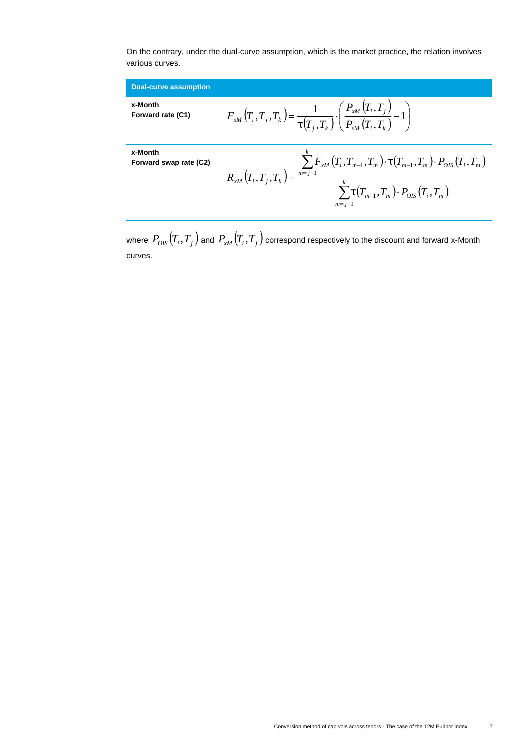On the contrary, under the dual-curve assumption, which is the market practice, the relation involves various curves.

| Dual-curve assumption | |
|---|---|
| **x-Month Forward rate (C1)** | $F_{xM}(T_i, T_j, T_k) = \frac{1}{\tau(T_j, T_k)} \cdot \left( \frac{P_{xM}(T_i, T_j)}{P_{xM}(T_i, T_k)} - 1 \right)$ |
| **x-Month Forward swap rate (C2)** | $R_{xM}(T_i, T_j, T_k) = \frac{\sum_{m=j+1}^{k} F_{xM}(T_i, T_{m-1}, T_m) \cdot \tau(T_{m-1}, T_m) \cdot P_{OIS}(T_i, T_m)}{\sum_{m=j+1}^{k} \tau(T_{m-1}, T_m) \cdot P_{OIS}(T_i, T_m)}$ |

where $P_{OIS}(T_i, T_j)$ and $P_{xM}(T_i, T_j)$ correspond respectively to the discount and forward x-Month curves.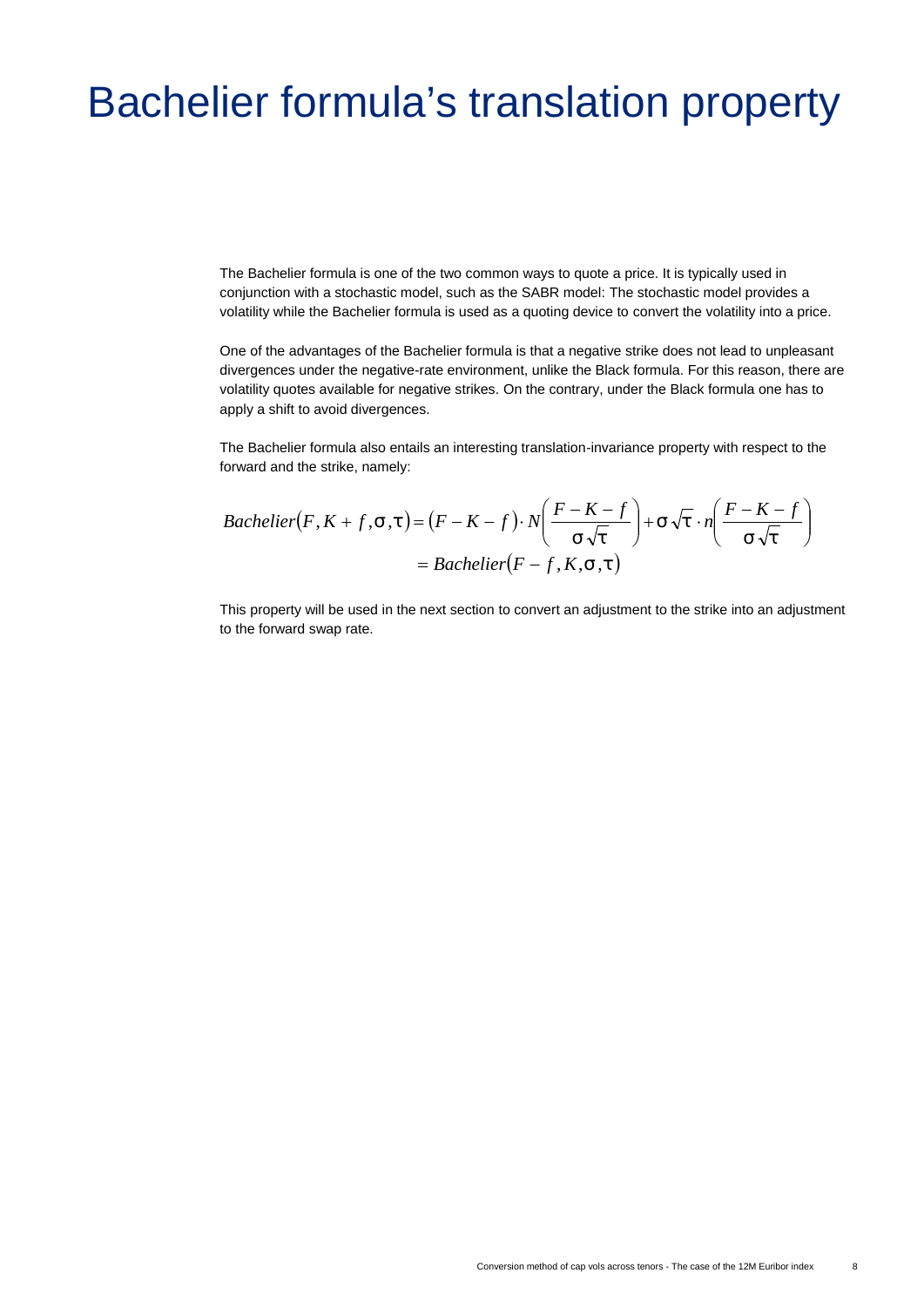# Bachelier formula’s translation property

The Bachelier formula is one of the two common ways to quote a price. It is typically used in conjunction with a stochastic model, such as the SABR model: The stochastic model provides a volatility while the Bachelier formula is used as a quoting device to convert the volatility into a price.

One of the advantages of the Bachelier formula is that a negative strike does not lead to unpleasant divergences under the negative-rate environment, unlike the Black formula. For this reason, there are volatility quotes available for negative strikes. On the contrary, under the Black formula one has to apply a shift to avoid divergences.

The Bachelier formula also entails an interesting translation-invariance property with respect to the forward and the strike, namely:

$$
\begin{aligned}
Bachelier(F, K+f, \sigma, \tau) &= (F-K-f)\cdot N\left(\frac{F-K-f}{\sigma\sqrt{\tau}}\right) + \sigma\sqrt{\tau}\cdot n\left(\frac{F-K-f}{\sigma\sqrt{\tau}}\right) \\
&= Bachelier(F-f, K, \sigma, \tau)
\end{aligned}
$$

This property will be used in the next section to convert an adjustment to the strike into an adjustment to the forward swap rate.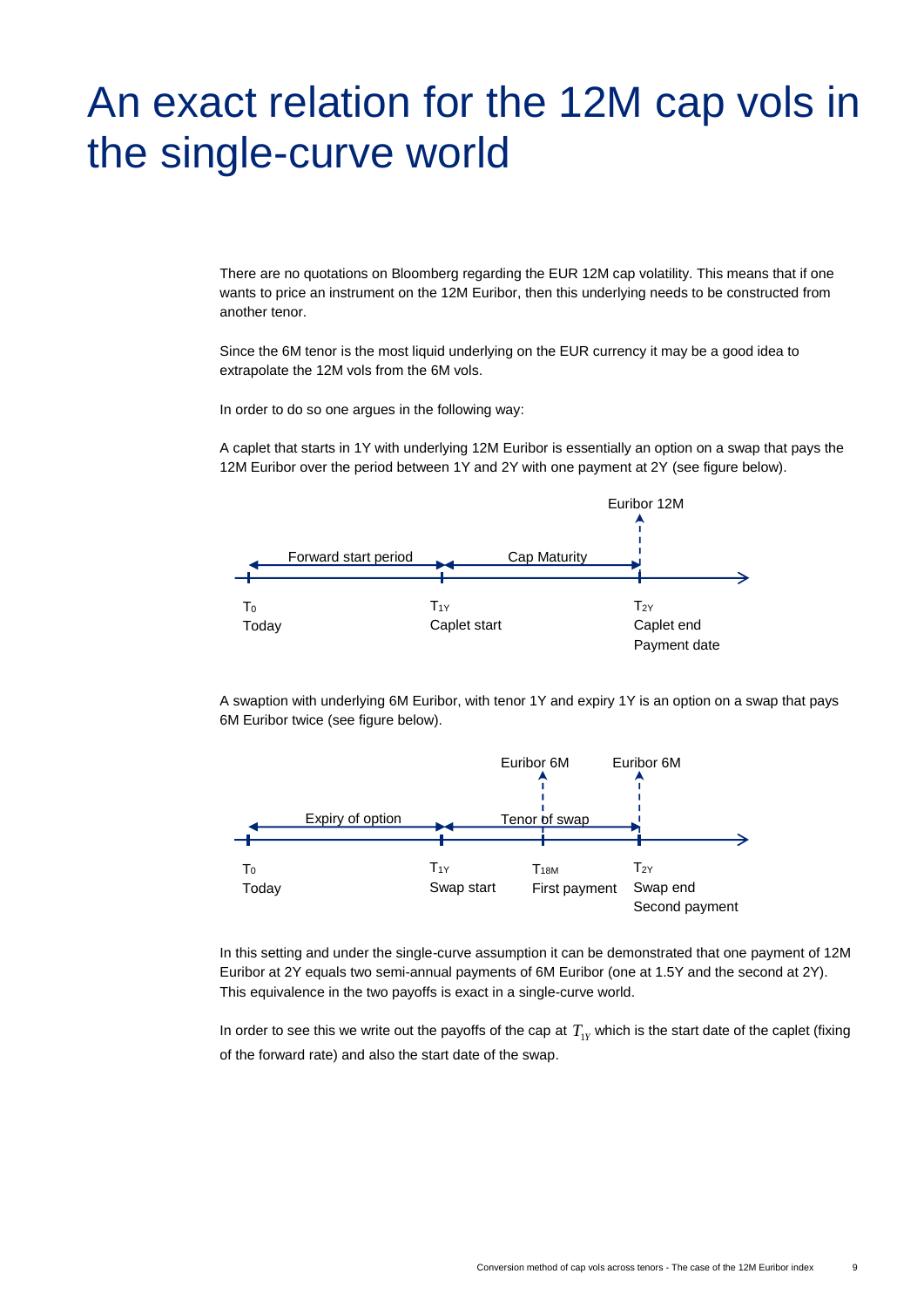# An exact relation for the 12M cap vols in the single-curve world

There are no quotations on Bloomberg regarding the EUR 12M cap volatility. This means that if one wants to price an instrument on the 12M Euribor, then this underlying needs to be constructed from another tenor.

Since the 6M tenor is the most liquid underlying on the EUR currency it may be a good idea to extrapolate the 12M vols from the 6M vols.

In order to do so one argues in the following way:

A caplet that starts in 1Y with underlying 12M Euribor is essentially an option on a swap that pays the 12M Euribor over the period between 1Y and 2Y with one payment at 2Y (see figure below).

Euribor 12M

Forward start period | Cap Maturity

$T_0$ Today | $T_{1Y}$ Caplet start | $T_{2Y}$ Caplet end, Payment date

A swaption with underlying 6M Euribor, with tenor 1Y and expiry 1Y is an option on a swap that pays 6M Euribor twice (see figure below).

Euribor 6M | Euribor 6M

Expiry of option | Tenor of swap

$T_0$ Today | $T_{1Y}$ Swap start | $T_{18M}$ First payment | $T_{2Y}$ Swap end, Second payment

In this setting and under the single-curve assumption it can be demonstrated that one payment of 12M Euribor at 2Y equals two semi-annual payments of 6M Euribor (one at 1.5Y and the second at 2Y). This equivalence in the two payoffs is exact in a single-curve world.

In order to see this we write out the payoffs of the cap at $T_{1Y}$ which is the start date of the caplet (fixing of the forward rate) and also the start date of the swap.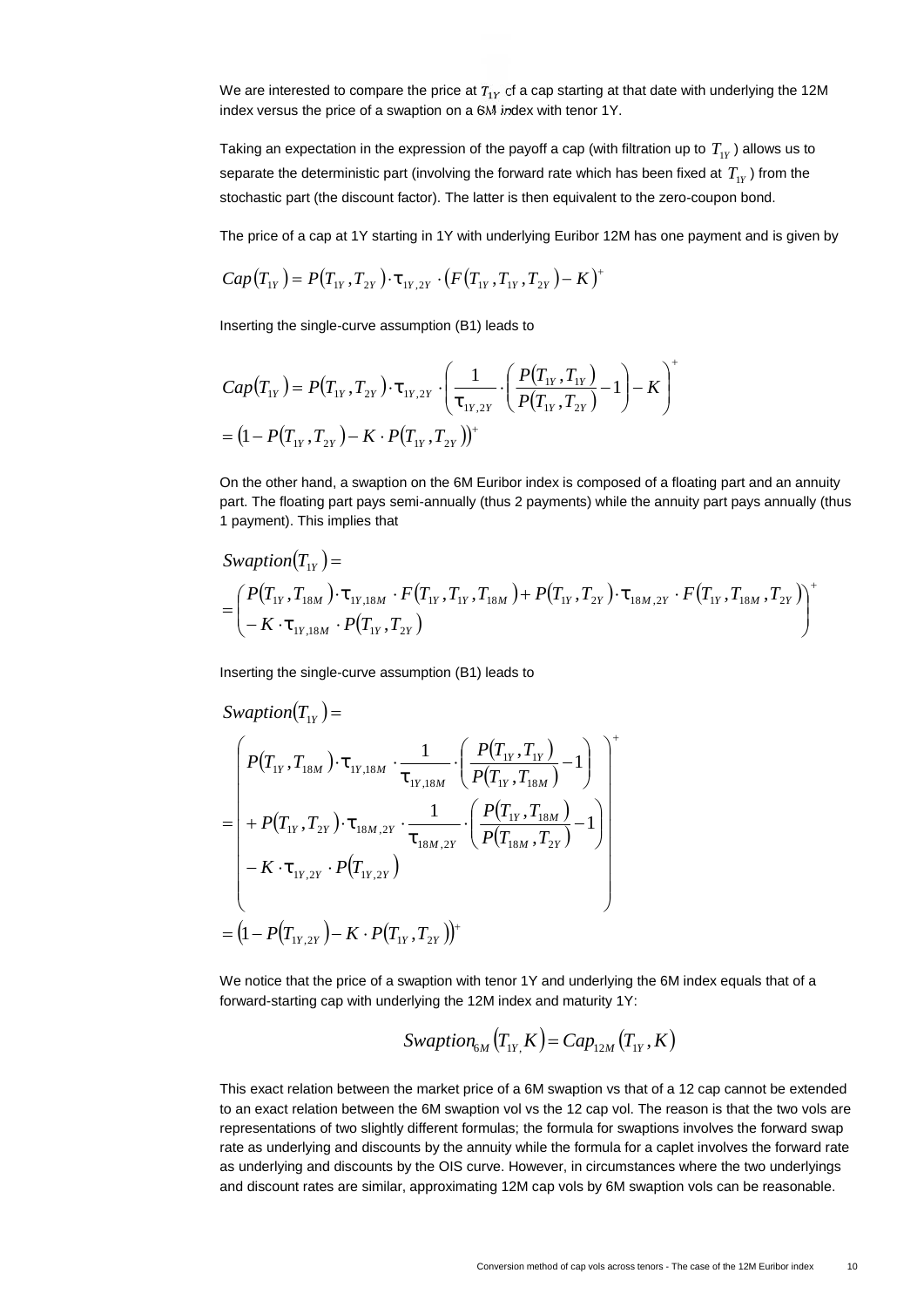We are interested to compare the price at $T_{1Y}$ of a cap starting at that date with underlying the 12M index versus the price of a swaption on a 6M index with tenor 1Y.

Taking an expectation in the expression of the payoff a cap (with filtration up to $T_{1Y}$) allows us to separate the deterministic part (involving the forward rate which has been fixed at $T_{1Y}$) from the stochastic part (the discount factor). The latter is then equivalent to the zero-coupon bond.

The price of a cap at 1Y starting in 1Y with underlying Euribor 12M has one payment and is given by

$$Cap(T_{1Y}) = P(T_{1Y}, T_{2Y}) \cdot \tau_{1Y,2Y} \cdot \left(F(T_{1Y}, T_{1Y}, T_{2Y}) - K\right)^{+}$$

Inserting the single-curve assumption (B1) leads to

$$\begin{aligned}
Cap(T_{1Y}) &= P(T_{1Y}, T_{2Y}) \cdot \tau_{1Y,2Y} \cdot \left( \frac{1}{\tau_{1Y,2Y}} \cdot \left( \frac{P(T_{1Y}, T_{1Y})}{P(T_{1Y}, T_{2Y})} - 1 \right) - K \right)^{+} \\
&= \left(1 - P(T_{1Y}, T_{2Y}) - K \cdot P(T_{1Y}, T_{2Y})\right)^{+}
\end{aligned}$$

On the other hand, a swaption on the 6M Euribor index is composed of a floating part and an annuity part. The floating part pays semi-annually (thus 2 payments) while the annuity part pays annually (thus 1 payment). This implies that

$$\begin{aligned}
&Swaption(T_{1Y}) = \\
&= \begin{pmatrix} P(T_{1Y}, T_{18M}) \cdot \tau_{1Y,18M} \cdot F(T_{1Y}, T_{1Y}, T_{18M}) + P(T_{1Y}, T_{2Y}) \cdot \tau_{18M,2Y} \cdot F(T_{1Y}, T_{18M}, T_{2Y}) \\ - K \cdot \tau_{1Y,18M} \cdot P(T_{1Y}, T_{2Y}) \end{pmatrix}^{+}
\end{aligned}$$

Inserting the single-curve assumption (B1) leads to

$$\begin{aligned}
&Swaption(T_{1Y}) = \\
&= \begin{pmatrix} P(T_{1Y}, T_{18M}) \cdot \tau_{1Y,18M} \cdot \frac{1}{\tau_{1Y,18M}} \cdot \left( \frac{P(T_{1Y}, T_{1Y})}{P(T_{1Y}, T_{18M})} - 1 \right) \\ + P(T_{1Y}, T_{2Y}) \cdot \tau_{18M,2Y} \cdot \frac{1}{\tau_{18M,2Y}} \cdot \left( \frac{P(T_{1Y}, T_{18M})}{P(T_{18M}, T_{2Y})} - 1 \right) \\ - K \cdot \tau_{1Y,2Y} \cdot P(T_{1Y,2Y}) \end{pmatrix}^{+} \\
&= \left(1 - P(T_{1Y,2Y}) - K \cdot P(T_{1Y}, T_{2Y})\right)^{+}
\end{aligned}$$

We notice that the price of a swaption with tenor 1Y and underlying the 6M index equals that of a forward-starting cap with underlying the 12M index and maturity 1Y:

$$Swaption_{6M}(T_{1Y}, K) = Cap_{12M}(T_{1Y}, K)$$

This exact relation between the market price of a 6M swaption vs that of a 12 cap cannot be extended to an exact relation between the 6M swaption vol vs the 12 cap vol. The reason is that the two vols are representations of two slightly different formulas; the formula for swaptions involves the forward swap rate as underlying and discounts by the annuity while the formula for a caplet involves the forward rate as underlying and discounts by the OIS curve. However, in circumstances where the two underlyings and discount rates are similar, approximating 12M cap vols by 6M swaption vols can be reasonable.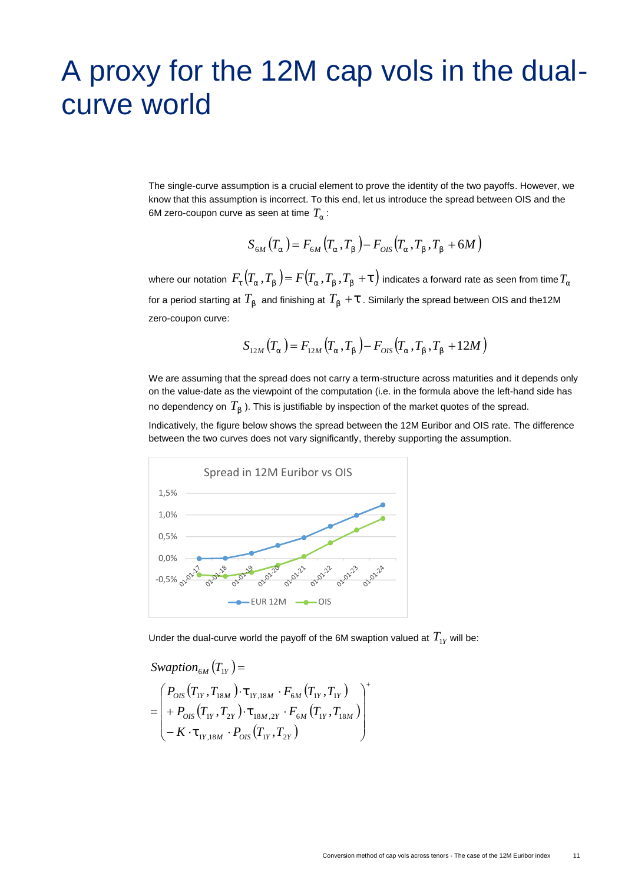# A proxy for the 12M cap vols in the dual-curve world

The single-curve assumption is a crucial element to prove the identity of the two payoffs. However, we know that this assumption is incorrect. To this end, let us introduce the spread between OIS and the 6M zero-coupon curve as seen at time $T_\alpha$:

$$S_{6M}(T_\alpha) = F_{6M}(T_\alpha, T_\beta) - F_{OIS}(T_\alpha, T_\beta, T_\beta + 6M)$$

where our notation $F_\tau(T_\alpha, T_\beta) = F(T_\alpha, T_\beta, T_\beta + \tau)$ indicates a forward rate as seen from time $T_\alpha$ for a period starting at $T_\beta$ and finishing at $T_\beta + \tau$. Similarly the spread between OIS and the12M zero-coupon curve:

$$S_{12M}(T_\alpha) = F_{12M}(T_\alpha, T_\beta) - F_{OIS}(T_\alpha, T_\beta, T_\beta + 12M)$$

We are assuming that the spread does not carry a term-structure across maturities and it depends only on the value-date as the viewpoint of the computation (i.e. in the formula above the left-hand side has no dependency on $T_\beta$). This is justifiable by inspection of the market quotes of the spread.

Indicatively, the figure below shows the spread between the 12M Euribor and OIS rate. The difference between the two curves does not vary significantly, thereby supporting the assumption.

Under the dual-curve world the payoff of the 6M swaption valued at $T_{1Y}$ will be:

$$Swaption_{6M}(T_{1Y}) = \begin{pmatrix} P_{OIS}(T_{1Y}, T_{18M}) \cdot \tau_{1Y,18M} \cdot F_{6M}(T_{1Y}, T_{1Y}) \\ + P_{OIS}(T_{1Y}, T_{2Y}) \cdot \tau_{18M,2Y} \cdot F_{6M}(T_{1Y}, T_{18M}) \\ - K \cdot \tau_{1Y,18M} \cdot P_{OIS}(T_{1Y}, T_{2Y}) \end{pmatrix}^+$$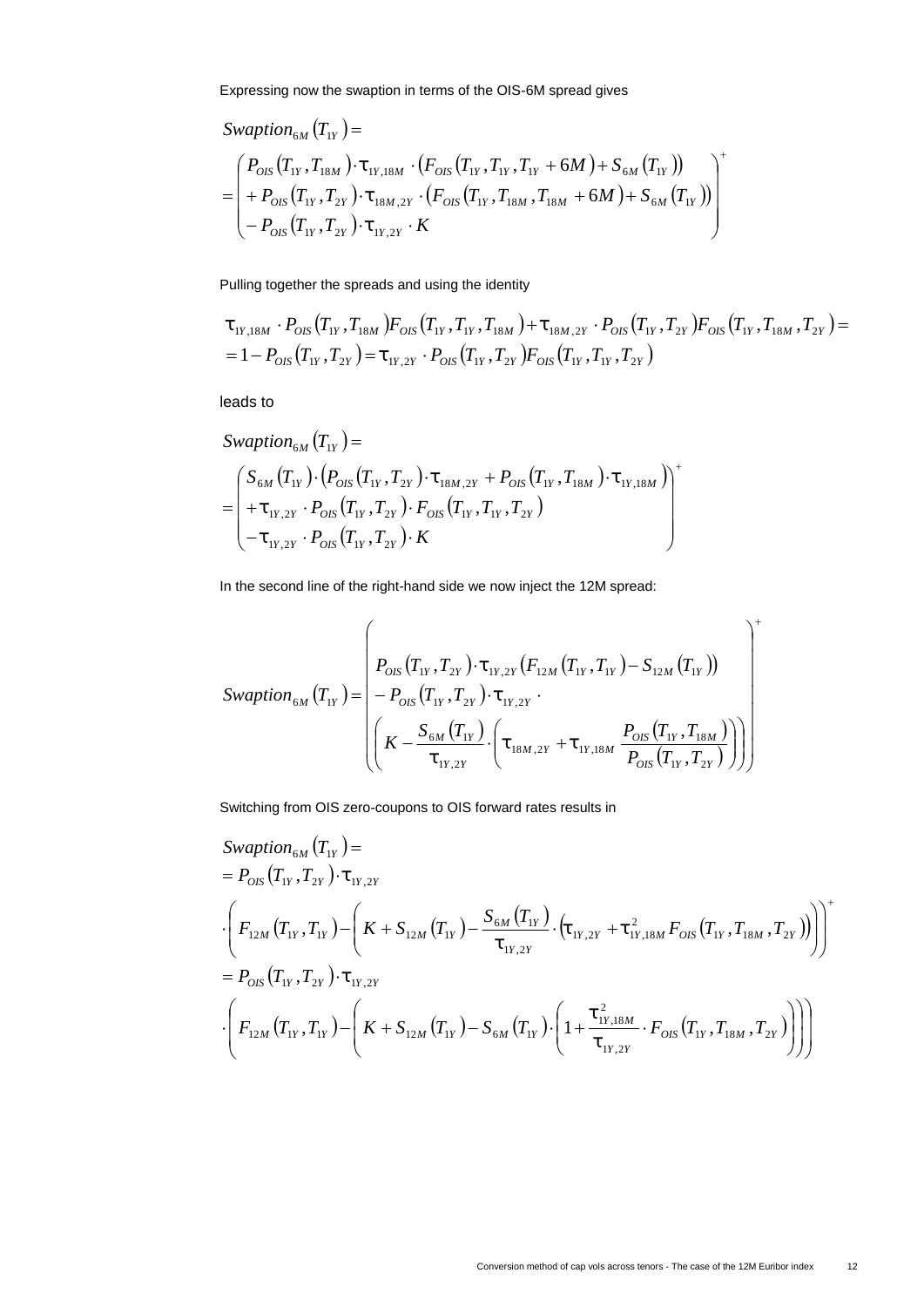Expressing now the swaption in terms of the OIS-6M spread gives

$$
\begin{aligned}
&Swaption_{6M}(T_{1Y}) = \\
&= \begin{pmatrix} P_{OIS}(T_{1Y}, T_{18M}) \cdot \tau_{1Y,18M} \cdot \left(F_{OIS}(T_{1Y}, T_{1Y}, T_{1Y} + 6M) + S_{6M}(T_{1Y})\right) \\ + P_{OIS}(T_{1Y}, T_{2Y}) \cdot \tau_{18M,2Y} \cdot \left(F_{OIS}(T_{1Y}, T_{18M}, T_{18M} + 6M) + S_{6M}(T_{1Y})\right) \\ - P_{OIS}(T_{1Y}, T_{2Y}) \cdot \tau_{1Y,2Y} \cdot K \end{pmatrix}^{+}
\end{aligned}
$$

Pulling together the spreads and using the identity

$$
\begin{aligned}
&\tau_{1Y,18M} \cdot P_{OIS}(T_{1Y}, T_{18M}) F_{OIS}(T_{1Y}, T_{1Y}, T_{18M}) + \tau_{18M,2Y} \cdot P_{OIS}(T_{1Y}, T_{2Y}) F_{OIS}(T_{1Y}, T_{18M}, T_{2Y}) = \\
&= 1 - P_{OIS}(T_{1Y}, T_{2Y}) = \tau_{1Y,2Y} \cdot P_{OIS}(T_{1Y}, T_{2Y}) F_{OIS}(T_{1Y}, T_{1Y}, T_{2Y})
\end{aligned}
$$

leads to

$$
\begin{aligned}
&Swaption_{6M}(T_{1Y}) = \\
&= \begin{pmatrix} S_{6M}(T_{1Y}) \cdot \left(P_{OIS}(T_{1Y}, T_{2Y}) \cdot \tau_{18M,2Y} + P_{OIS}(T_{1Y}, T_{18M}) \cdot \tau_{1Y,18M}\right) \\ + \tau_{1Y,2Y} \cdot P_{OIS}(T_{1Y}, T_{2Y}) \cdot F_{OIS}(T_{1Y}, T_{1Y}, T_{2Y}) \\ - \tau_{1Y,2Y} \cdot P_{OIS}(T_{1Y}, T_{2Y}) \cdot K \end{pmatrix}^{+}
\end{aligned}
$$

In the second line of the right-hand side we now inject the 12M spread:

$$
Swaption_{6M}(T_{1Y}) = \begin{pmatrix} P_{OIS}(T_{1Y}, T_{2Y}) \cdot \tau_{1Y,2Y} \left(F_{12M}(T_{1Y}, T_{1Y}) - S_{12M}(T_{1Y})\right) \\ - P_{OIS}(T_{1Y}, T_{2Y}) \cdot \tau_{1Y,2Y} \cdot \\ \left( K - \dfrac{S_{6M}(T_{1Y})}{\tau_{1Y,2Y}} \cdot \left( \tau_{18M,2Y} + \tau_{1Y,18M} \dfrac{P_{OIS}(T_{1Y}, T_{18M})}{P_{OIS}(T_{1Y}, T_{2Y})} \right) \right) \end{pmatrix}^{+}
$$

Switching from OIS zero-coupons to OIS forward rates results in

$$
\begin{aligned}
&Swaption_{6M}(T_{1Y}) = \\
&= P_{OIS}(T_{1Y}, T_{2Y}) \cdot \tau_{1Y,2Y} \\
&\cdot \left( F_{12M}(T_{1Y}, T_{1Y}) - \left( K + S_{12M}(T_{1Y}) - \frac{S_{6M}(T_{1Y})}{\tau_{1Y,2Y}} \cdot \left( \tau_{1Y,2Y} + \tau_{1Y,18M}^{2} F_{OIS}(T_{1Y}, T_{18M}, T_{2Y}) \right) \right) \right)^{+} \\
&= P_{OIS}(T_{1Y}, T_{2Y}) \cdot \tau_{1Y,2Y} \\
&\cdot \left( F_{12M}(T_{1Y}, T_{1Y}) - \left( K + S_{12M}(T_{1Y}) - S_{6M}(T_{1Y}) \cdot \left( 1 + \frac{\tau_{1Y,18M}^{2}}{\tau_{1Y,2Y}} \cdot F_{OIS}(T_{1Y}, T_{18M}, T_{2Y}) \right) \right) \right)
\end{aligned}
$$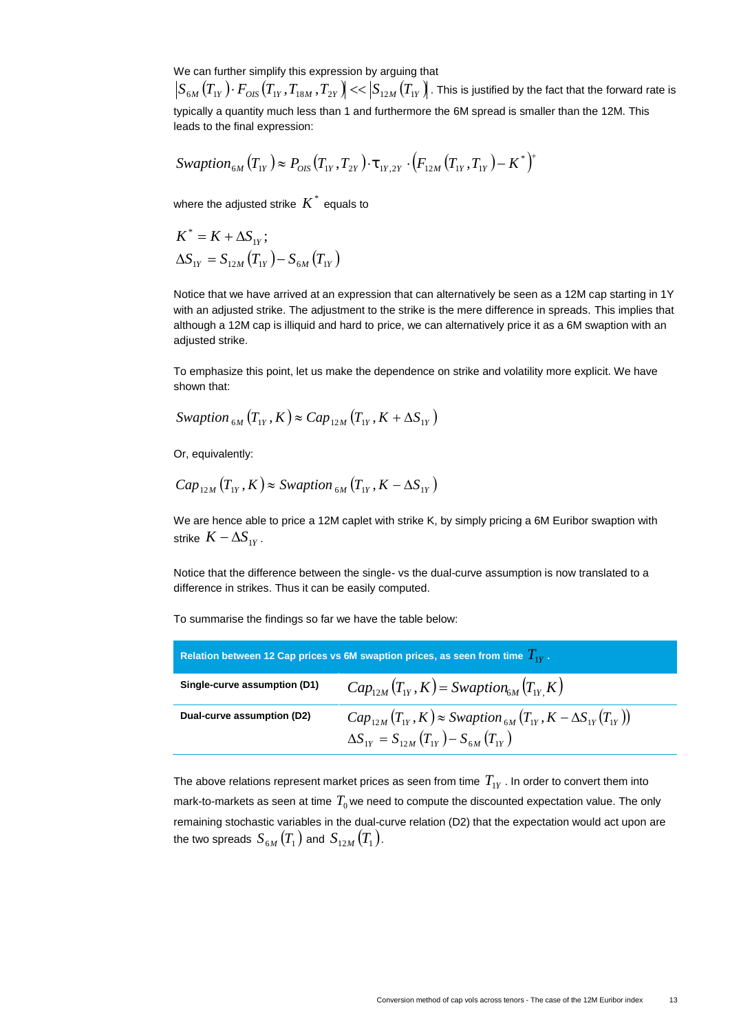We can further simplify this expression by arguing that $\left|S_{6M}(T_{1Y})\cdot F_{OIS}(T_{1Y},T_{18M},T_{2Y})\right| << \left|S_{12M}(T_{1Y})\right|$. This is justified by the fact that the forward rate is typically a quantity much less than 1 and furthermore the 6M spread is smaller than the 12M. This leads to the final expression:

$$Swaption_{6M}(T_{1Y}) \approx P_{OIS}(T_{1Y},T_{2Y})\cdot \tau_{1Y,2Y}\cdot \left(F_{12M}(T_{1Y},T_{1Y}) - K^*\right)^+$$

where the adjusted strike $K^*$ equals to

$$K^* = K + \Delta S_{1Y};$$
$$\Delta S_{1Y} = S_{12M}(T_{1Y}) - S_{6M}(T_{1Y})$$

Notice that we have arrived at an expression that can alternatively be seen as a 12M cap starting in 1Y with an adjusted strike. The adjustment to the strike is the mere difference in spreads. This implies that although a 12M cap is illiquid and hard to price, we can alternatively price it as a 6M swaption with an adjusted strike.

To emphasize this point, let us make the dependence on strike and volatility more explicit. We have shown that:

$$Swaption_{6M}(T_{1Y},K) \approx Cap_{12M}(T_{1Y},K + \Delta S_{1Y})$$

Or, equivalently:

$$Cap_{12M}(T_{1Y},K) \approx Swaption_{6M}(T_{1Y},K - \Delta S_{1Y})$$

We are hence able to price a 12M caplet with strike K, by simply pricing a 6M Euribor swaption with strike $K - \Delta S_{1Y}$.

Notice that the difference between the single- vs the dual-curve assumption is now translated to a difference in strikes. Thus it can be easily computed.

To summarise the findings so far we have the table below:

| **Relation between 12 Cap prices vs 6M swaption prices, as seen from time $T_{1Y}$.** | |
|---|---|
| **Single-curve assumption (D1)** | $Cap_{12M}(T_{1Y},K) = Swaption_{6M}(T_{1Y},K)$ |
| **Dual-curve assumption (D2)** | $Cap_{12M}(T_{1Y},K) \approx Swaption_{6M}(T_{1Y},K - \Delta S_{1Y}(T_{1Y}))$ <br> $\Delta S_{1Y} = S_{12M}(T_{1Y}) - S_{6M}(T_{1Y})$ |

The above relations represent market prices as seen from time $T_{1Y}$. In order to convert them into mark-to-markets as seen at time $T_0$ we need to compute the discounted expectation value. The only remaining stochastic variables in the dual-curve relation (D2) that the expectation would act upon are the two spreads $S_{6M}(T_1)$ and $S_{12M}(T_1)$.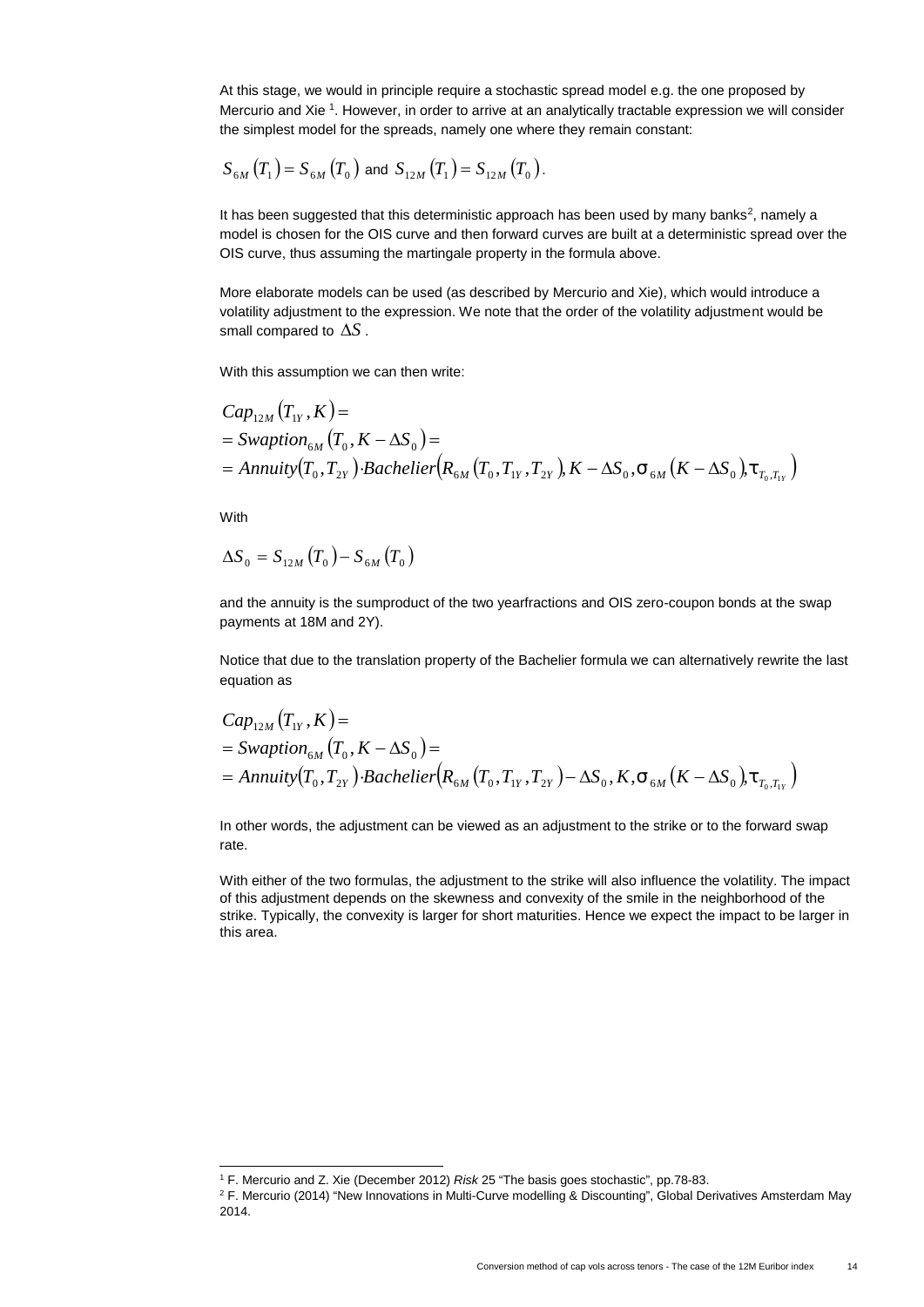At this stage, we would in principle require a stochastic spread model e.g. the one proposed by Mercurio and Xie [1]. However, in order to arrive at an analytically tractable expression we will consider the simplest model for the spreads, namely one where they remain constant:

$S_{6M}(T_1) = S_{6M}(T_0)$ and $S_{12M}(T_1) = S_{12M}(T_0)$.

It has been suggested that this deterministic approach has been used by many banks[2], namely a model is chosen for the OIS curve and then forward curves are built at a deterministic spread over the OIS curve, thus assuming the martingale property in the formula above.

More elaborate models can be used (as described by Mercurio and Xie), which would introduce a volatility adjustment to the expression. We note that the order of the volatility adjustment would be small compared to $\Delta S$.

With this assumption we can then write:

$$
\begin{aligned}
& Cap_{12M}(T_{1Y}, K) = \\
& = Swaption_{6M}(T_0, K - \Delta S_0) = \\
& = Annuity(T_0, T_{2Y}) \cdot Bachelier\left(R_{6M}(T_0, T_{1Y}, T_{2Y}), K - \Delta S_0, \sigma_{6M}(K - \Delta S_0), \tau_{T_0, T_{1Y}}\right)
\end{aligned}
$$

With

$$
\Delta S_0 = S_{12M}(T_0) - S_{6M}(T_0)
$$

and the annuity is the sumproduct of the two yearfractions and OIS zero-coupon bonds at the swap payments at 18M and 2Y).

Notice that due to the translation property of the Bachelier formula we can alternatively rewrite the last equation as

$$
\begin{aligned}
& Cap_{12M}(T_{1Y}, K) = \\
& = Swaption_{6M}(T_0, K - \Delta S_0) = \\
& = Annuity(T_0, T_{2Y}) \cdot Bachelier\left(R_{6M}(T_0, T_{1Y}, T_{2Y}) - \Delta S_0, K, \sigma_{6M}(K - \Delta S_0), \tau_{T_0, T_{1Y}}\right)
\end{aligned}
$$

In other words, the adjustment can be viewed as an adjustment to the strike or to the forward swap rate.

With either of the two formulas, the adjustment to the strike will also influence the volatility. The impact of this adjustment depends on the skewness and convexity of the smile in the neighborhood of the strike. Typically, the convexity is larger for short maturities. Hence we expect the impact to be larger in this area.

---

[1] F. Mercurio and Z. Xie (December 2012) *Risk* 25 "The basis goes stochastic", pp.78-83.

[2] F. Mercurio (2014) "New Innovations in Multi-Curve modelling & Discounting", Global Derivatives Amsterdam May 2014.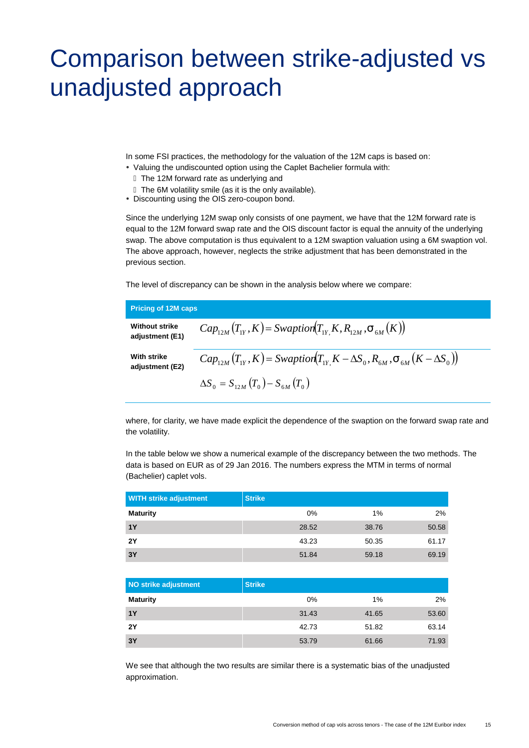# Comparison between strike-adjusted vs unadjusted approach

In some FSI practices, the methodology for the valuation of the 12M caps is based on:

- Valuing the undiscounted option using the Caplet Bachelier formula with:
  - The 12M forward rate as underlying and
  - The 6M volatility smile (as it is the only available).
- Discounting using the OIS zero-coupon bond.

Since the underlying 12M swap only consists of one payment, we have that the 12M forward rate is equal to the 12M forward swap rate and the OIS discount factor is equal the annuity of the underlying swap. The above computation is thus equivalent to a 12M swaption valuation using a 6M swaption vol. The above approach, however, neglects the strike adjustment that has been demonstrated in the previous section.

The level of discrepancy can be shown in the analysis below where we compare:

| Pricing of 12M caps | |
|---|---|
| Without strike adjustment (E1) | $Cap_{12M}(T_{1Y}, K) = Swaption(T_{1Y}, K, R_{12M}, \sigma_{6M}(K))$ |
| With strike adjustment (E2) | $Cap_{12M}(T_{1Y}, K) = Swaption(T_{1Y}, K - \Delta S_0, R_{6M}, \sigma_{6M}(K - \Delta S_0))$ <br> $\Delta S_0 = S_{12M}(T_0) - S_{6M}(T_0)$ |

where, for clarity, we have made explicit the dependence of the swaption on the forward swap rate and the volatility.

In the table below we show a numerical example of the discrepancy between the two methods. The data is based on EUR as of 29 Jan 2016. The numbers express the MTM in terms of normal (Bachelier) caplet vols.

| WITH strike adjustment | Strike | | |
|---|---|---|---|
| Maturity | 0% | 1% | 2% |
| 1Y | 28.52 | 38.76 | 50.58 |
| 2Y | 43.23 | 50.35 | 61.17 |
| 3Y | 51.84 | 59.18 | 69.19 |

| NO strike adjustment | Strike | | |
|---|---|---|---|
| Maturity | 0% | 1% | 2% |
| 1Y | 31.43 | 41.65 | 53.60 |
| 2Y | 42.73 | 51.82 | 63.14 |
| 3Y | 53.79 | 61.66 | 71.93 |

We see that although the two results are similar there is a systematic bias of the unadjusted approximation.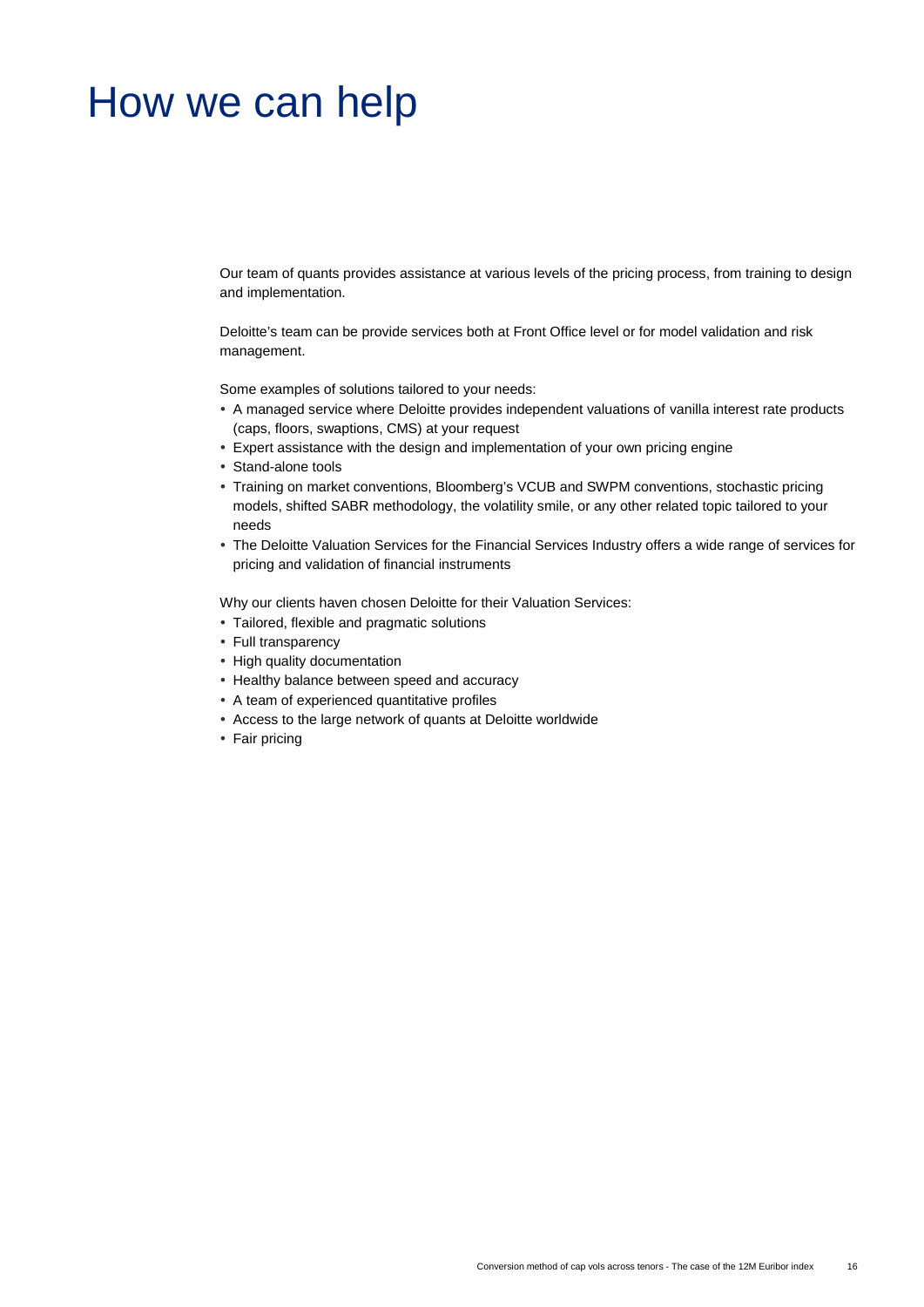# How we can help

Our team of quants provides assistance at various levels of the pricing process, from training to design and implementation.

Deloitte's team can be provide services both at Front Office level or for model validation and risk management.

Some examples of solutions tailored to your needs:

- A managed service where Deloitte provides independent valuations of vanilla interest rate products (caps, floors, swaptions, CMS) at your request
- Expert assistance with the design and implementation of your own pricing engine
- Stand-alone tools
- Training on market conventions, Bloomberg's VCUB and SWPM conventions, stochastic pricing models, shifted SABR methodology, the volatility smile, or any other related topic tailored to your needs
- The Deloitte Valuation Services for the Financial Services Industry offers a wide range of services for pricing and validation of financial instruments

Why our clients haven chosen Deloitte for their Valuation Services:

- Tailored, flexible and pragmatic solutions
- Full transparency
- High quality documentation
- Healthy balance between speed and accuracy
- A team of experienced quantitative profiles
- Access to the large network of quants at Deloitte worldwide
- Fair pricing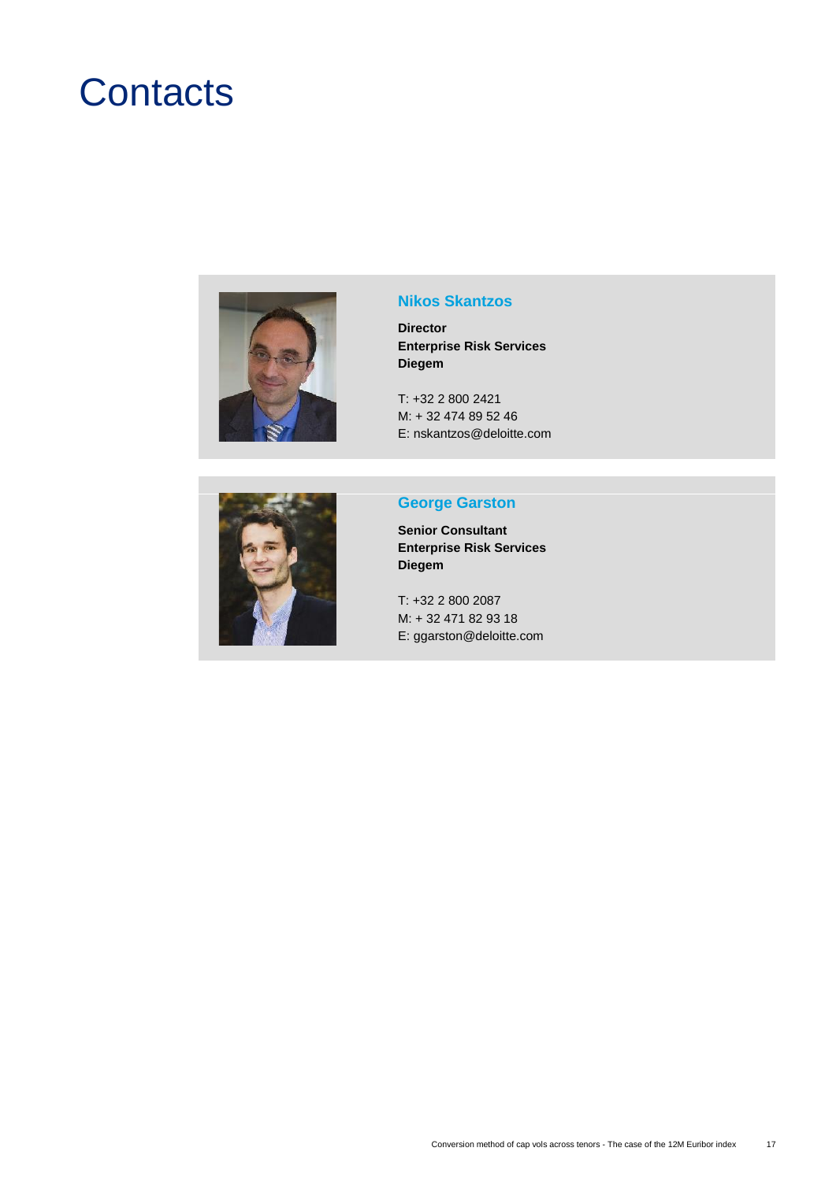# Contacts

### Nikos Skantzos

**Director**
**Enterprise Risk Services**
**Diegem**

T: +32 2 800 2421
M: + 32 474 89 52 46
E: nskantzos@deloitte.com

### George Garston

**Senior Consultant**
**Enterprise Risk Services**
**Diegem**

T: +32 2 800 2087
M: + 32 471 82 93 18
E: ggarston@deloitte.com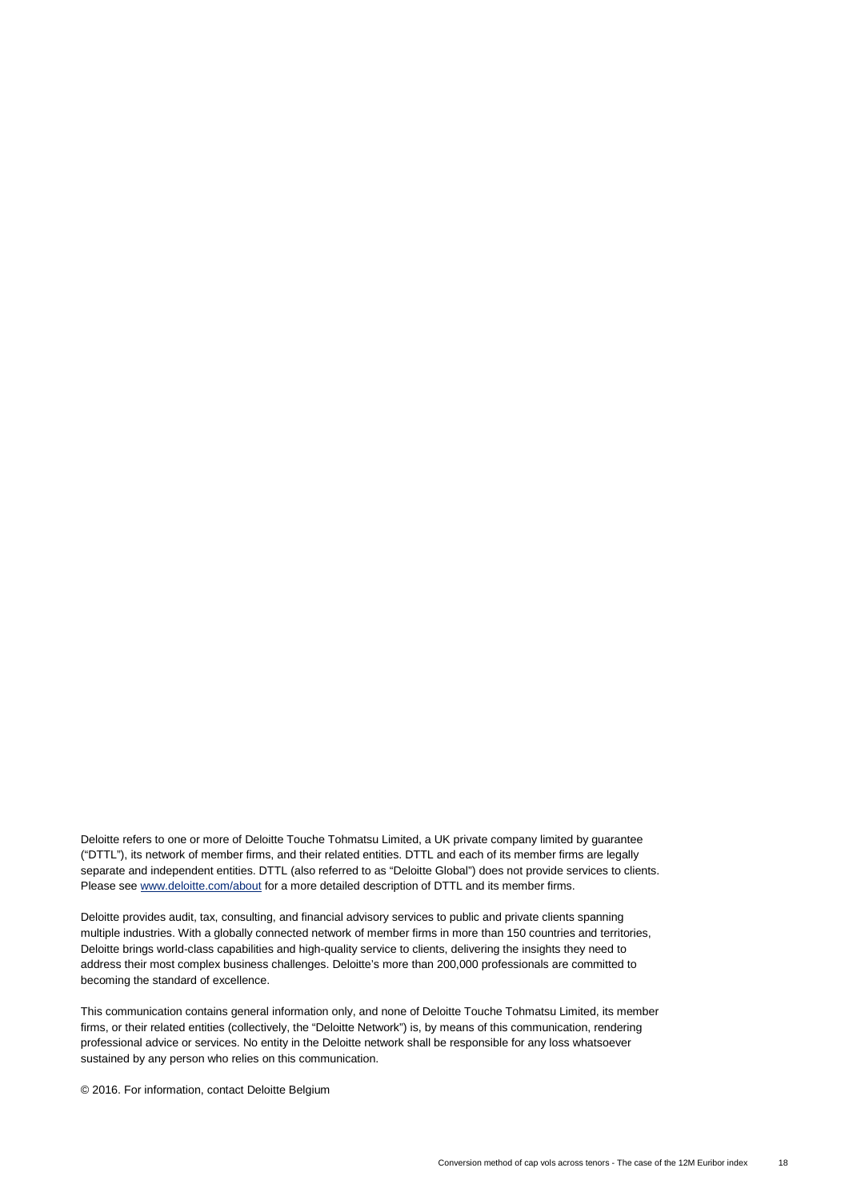Deloitte refers to one or more of Deloitte Touche Tohmatsu Limited, a UK private company limited by guarantee ("DTTL"), its network of member firms, and their related entities. DTTL and each of its member firms are legally separate and independent entities. DTTL (also referred to as "Deloitte Global") does not provide services to clients. Please see [www.deloitte.com/about](www.deloitte.com/about) for a more detailed description of DTTL and its member firms.

Deloitte provides audit, tax, consulting, and financial advisory services to public and private clients spanning multiple industries. With a globally connected network of member firms in more than 150 countries and territories, Deloitte brings world-class capabilities and high-quality service to clients, delivering the insights they need to address their most complex business challenges. Deloitte's more than 200,000 professionals are committed to becoming the standard of excellence.

This communication contains general information only, and none of Deloitte Touche Tohmatsu Limited, its member firms, or their related entities (collectively, the "Deloitte Network") is, by means of this communication, rendering professional advice or services. No entity in the Deloitte network shall be responsible for any loss whatsoever sustained by any person who relies on this communication.

© 2016. For information, contact Deloitte Belgium